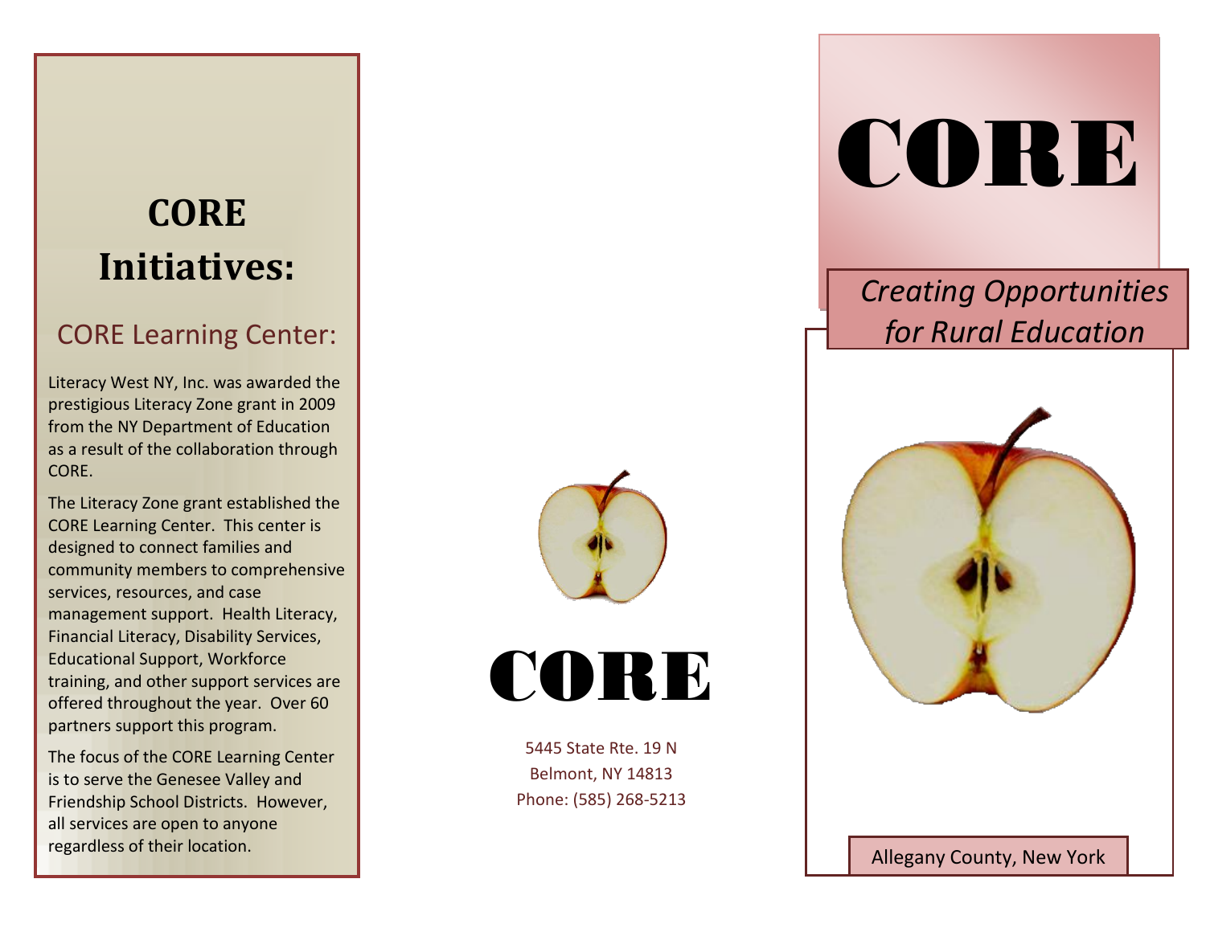# CORE Initiatives:

## CORE Learning Center:

Literacy West NY, Inc. was awarded the prestigious Literacy Zone grant in 2009 from the NY Department of Education as a result of the collaboration through CORE.

The Literacy Zone grant established the CORE Learning Center. This center is designed to connect families and community members to comprehensive services, resources, and case management support. Health Literacy, Financial Literacy, Disability Services, Educational Support, Workforce training, and other support services are offered throughout the year. Over 60 partners support this program.

The focus of the CORE Learning Center is to serve the Genesee Valley and Friendship School Districts. However, all services are open to anyone regardless of their location.

# CORE

5445 State Rte. 19 N
Belmont, NY 14813
Phone: (585) 268-5213

# CORE

*Creating Opportunities for Rural Education*

Allegany County, New York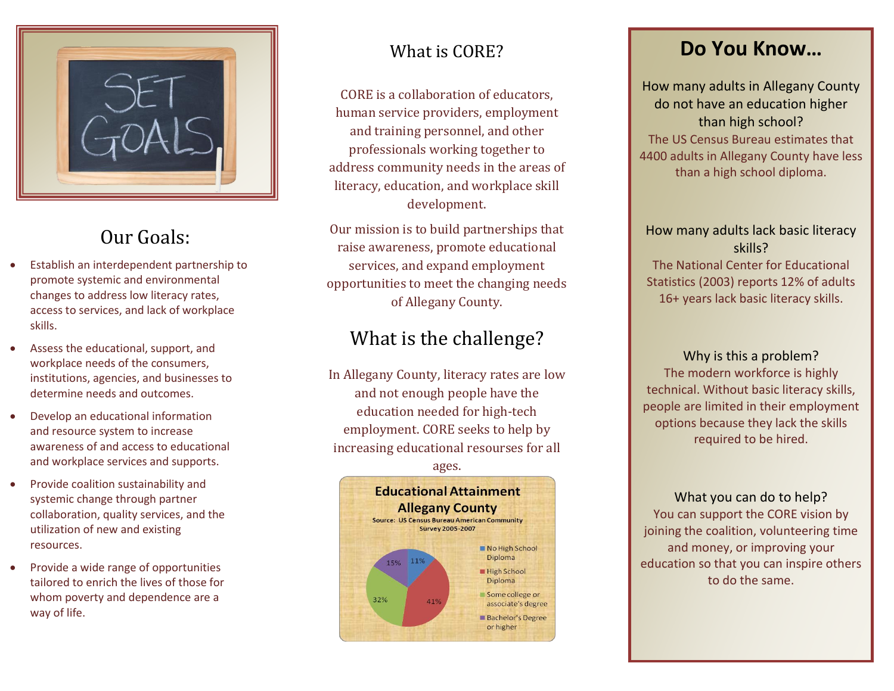## Our Goals:

- Establish an interdependent partnership to promote systemic and environmental changes to address low literacy rates, access to services, and lack of workplace skills.
- Assess the educational, support, and workplace needs of the consumers, institutions, agencies, and businesses to determine needs and outcomes.
- Develop an educational information and resource system to increase awareness of and access to educational and workplace services and supports.
- Provide coalition sustainability and systemic change through partner collaboration, quality services, and the utilization of new and existing resources.
- Provide a wide range of opportunities tailored to enrich the lives of those for whom poverty and dependence are a way of life.

## What is CORE?

CORE is a collaboration of educators, human service providers, employment and training personnel, and other professionals working together to address community needs in the areas of literacy, education, and workplace skill development.

Our mission is to build partnerships that raise awareness, promote educational services, and expand employment opportunities to meet the changing needs of Allegany County.

## What is the challenge?

In Allegany County, literacy rates are low and not enough people have the education needed for high-tech employment. CORE seeks to help by increasing educational resourses for all ages.

**Educational Attainment Allegany County**

Source: US Census Bureau American Community Survey 2005-2007

11%
41%
32%
15%

No High School Diploma
High School Diploma
Some college or associate's degree
Bachelor's Degree or higher

## Do You Know…

How many adults in Allegany County do not have an education higher than high school?

The US Census Bureau estimates that 4400 adults in Allegany County have less than a high school diploma.

How many adults lack basic literacy skills?

The National Center for Educational Statistics (2003) reports 12% of adults 16+ years lack basic literacy skills.

Why is this a problem?

The modern workforce is highly technical. Without basic literacy skills, people are limited in their employment options because they lack the skills required to be hired.

What you can do to help?

You can support the CORE vision by joining the coalition, volunteering time and money, or improving your education so that you can inspire others to do the same.